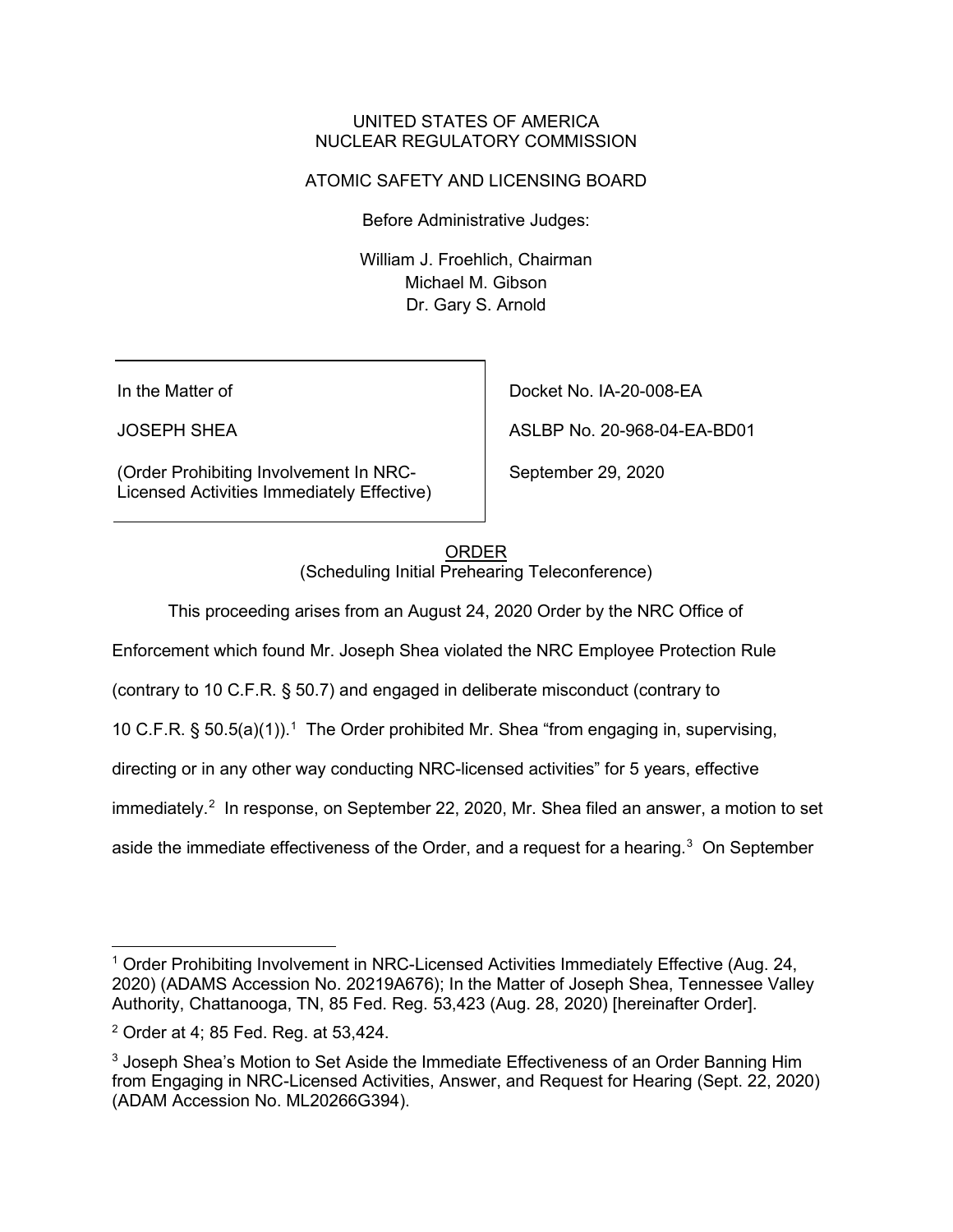UNITED STATES OF AMERICA
NUCLEAR REGULATORY COMMISSION

ATOMIC SAFETY AND LICENSING BOARD

Before Administrative Judges:

William J. Froehlich, Chairman
Michael M. Gibson
Dr. Gary S. Arnold

| | |
|---|---|
| In the Matter of | Docket No. IA-20-008-EA |
| JOSEPH SHEA | ASLBP No. 20-968-04-EA-BD01 |
| (Order Prohibiting Involvement In NRC-Licensed Activities Immediately Effective) | September 29, 2020 |

ORDER
(Scheduling Initial Prehearing Teleconference)

This proceeding arises from an August 24, 2020 Order by the NRC Office of Enforcement which found Mr. Joseph Shea violated the NRC Employee Protection Rule (contrary to 10 C.F.R. § 50.7) and engaged in deliberate misconduct (contrary to 10 C.F.R. § 50.5(a)(1)).[1] The Order prohibited Mr. Shea "from engaging in, supervising, directing or in any other way conducting NRC-licensed activities" for 5 years, effective immediately.[2] In response, on September 22, 2020, Mr. Shea filed an answer, a motion to set aside the immediate effectiveness of the Order, and a request for a hearing.[3] On September

---

[1] Order Prohibiting Involvement in NRC-Licensed Activities Immediately Effective (Aug. 24, 2020) (ADAMS Accession No. 20219A676); In the Matter of Joseph Shea, Tennessee Valley Authority, Chattanooga, TN, 85 Fed. Reg. 53,423 (Aug. 28, 2020) [hereinafter Order].

[2] Order at 4; 85 Fed. Reg. at 53,424.

[3] Joseph Shea's Motion to Set Aside the Immediate Effectiveness of an Order Banning Him from Engaging in NRC-Licensed Activities, Answer, and Request for Hearing (Sept. 22, 2020) (ADAM Accession No. ML20266G394).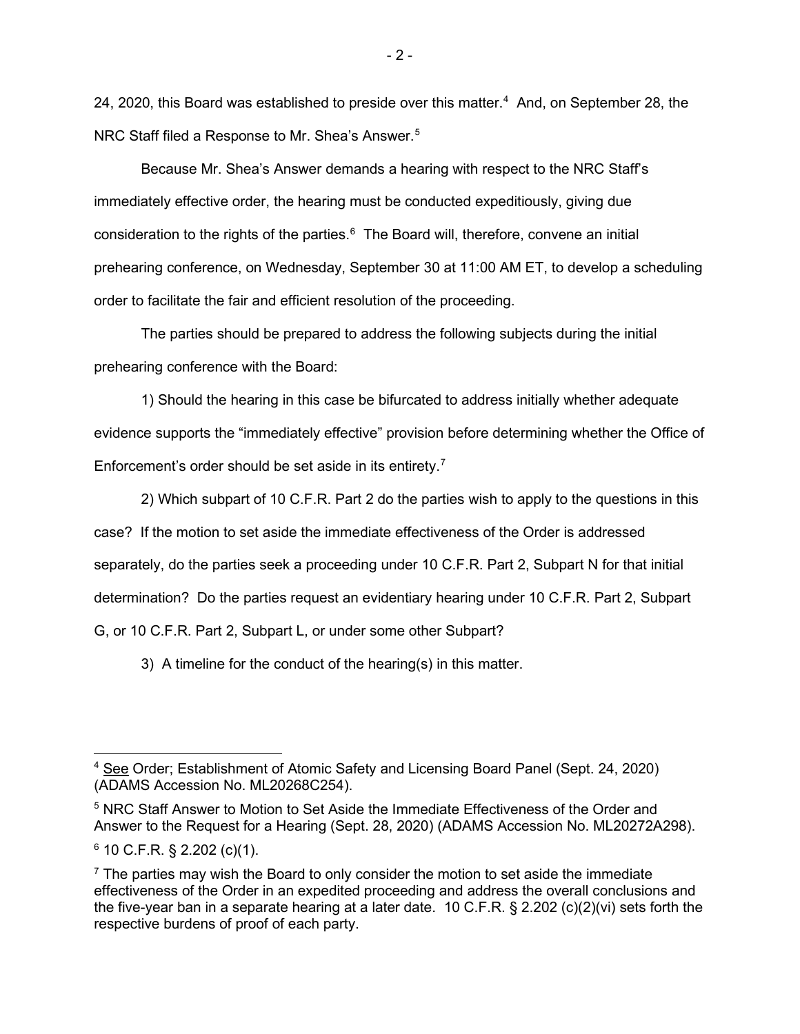24, 2020, this Board was established to preside over this matter.[4] And, on September 28, the NRC Staff filed a Response to Mr. Shea's Answer.[5]

Because Mr. Shea's Answer demands a hearing with respect to the NRC Staff's immediately effective order, the hearing must be conducted expeditiously, giving due consideration to the rights of the parties.[6] The Board will, therefore, convene an initial prehearing conference, on Wednesday, September 30 at 11:00 AM ET, to develop a scheduling order to facilitate the fair and efficient resolution of the proceeding.

The parties should be prepared to address the following subjects during the initial prehearing conference with the Board:

1) Should the hearing in this case be bifurcated to address initially whether adequate evidence supports the "immediately effective" provision before determining whether the Office of Enforcement's order should be set aside in its entirety.[7]

2) Which subpart of 10 C.F.R. Part 2 do the parties wish to apply to the questions in this case? If the motion to set aside the immediate effectiveness of the Order is addressed separately, do the parties seek a proceeding under 10 C.F.R. Part 2, Subpart N for that initial determination? Do the parties request an evidentiary hearing under 10 C.F.R. Part 2, Subpart G, or 10 C.F.R. Part 2, Subpart L, or under some other Subpart?

3) A timeline for the conduct of the hearing(s) in this matter.

---

[4] See Order; Establishment of Atomic Safety and Licensing Board Panel (Sept. 24, 2020) (ADAMS Accession No. ML20268C254).

[5] NRC Staff Answer to Motion to Set Aside the Immediate Effectiveness of the Order and Answer to the Request for a Hearing (Sept. 28, 2020) (ADAMS Accession No. ML20272A298).

[6] 10 C.F.R. § 2.202 (c)(1).

[7] The parties may wish the Board to only consider the motion to set aside the immediate effectiveness of the Order in an expedited proceeding and address the overall conclusions and the five-year ban in a separate hearing at a later date. 10 C.F.R. § 2.202 (c)(2)(vi) sets forth the respective burdens of proof of each party.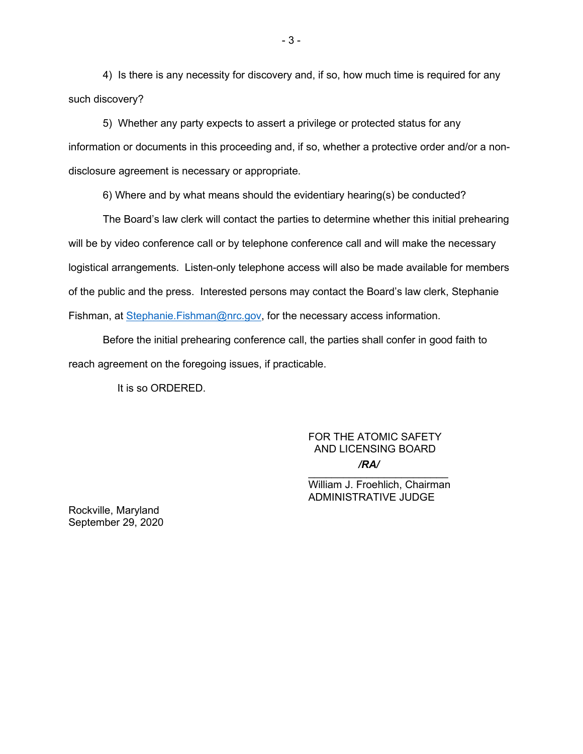4) Is there is any necessity for discovery and, if so, how much time is required for any such discovery?

5) Whether any party expects to assert a privilege or protected status for any information or documents in this proceeding and, if so, whether a protective order and/or a non-disclosure agreement is necessary or appropriate.

6) Where and by what means should the evidentiary hearing(s) be conducted?

The Board's law clerk will contact the parties to determine whether this initial prehearing will be by video conference call or by telephone conference call and will make the necessary logistical arrangements. Listen-only telephone access will also be made available for members of the public and the press. Interested persons may contact the Board's law clerk, Stephanie Fishman, at Stephanie.Fishman@nrc.gov, for the necessary access information.

Before the initial prehearing conference call, the parties shall confer in good faith to reach agreement on the foregoing issues, if practicable.

It is so ORDERED.

FOR THE ATOMIC SAFETY
AND LICENSING BOARD

***/RA/***

\_\_\_\_\_\_\_\_\_\_\_\_\_\_\_\_\_\_\_\_\_\_\_\_

William J. Froehlich, Chairman
ADMINISTRATIVE JUDGE

Rockville, Maryland
September 29, 2020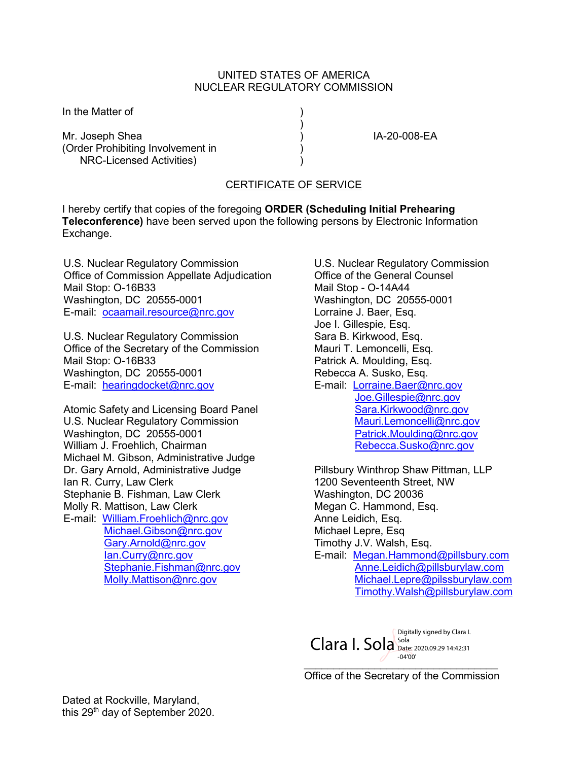UNITED STATES OF AMERICA
NUCLEAR REGULATORY COMMISSION

| | | |
|---|---|---|
| In the Matter of | ) | |
| | ) | |
| Mr. Joseph Shea | ) | IA-20-008-EA |
| (Order Prohibiting Involvement in | ) | |
| NRC-Licensed Activities) | ) | |

## CERTIFICATE OF SERVICE

I hereby certify that copies of the foregoing **ORDER (Scheduling Initial Prehearing Teleconference)** have been served upon the following persons by Electronic Information Exchange.

U.S. Nuclear Regulatory Commission
Office of Commission Appellate Adjudication
Mail Stop: O-16B33
Washington, DC 20555-0001
E-mail: ocaamail.resource@nrc.gov

U.S. Nuclear Regulatory Commission
Office of the Secretary of the Commission
Mail Stop: O-16B33
Washington, DC 20555-0001
E-mail: hearingdocket@nrc.gov

Atomic Safety and Licensing Board Panel
U.S. Nuclear Regulatory Commission
Washington, DC 20555-0001
William J. Froehlich, Chairman
Michael M. Gibson, Administrative Judge
Dr. Gary Arnold, Administrative Judge
Ian R. Curry, Law Clerk
Stephanie B. Fishman, Law Clerk
Molly R. Mattison, Law Clerk
E-mail: William.Froehlich@nrc.gov
Michael.Gibson@nrc.gov
Gary.Arnold@nrc.gov
Ian.Curry@nrc.gov
Stephanie.Fishman@nrc.gov
Molly.Mattison@nrc.gov

U.S. Nuclear Regulatory Commission
Office of the General Counsel
Mail Stop - O-14A44
Washington, DC 20555-0001
Lorraine J. Baer, Esq.
Joe I. Gillespie, Esq.
Sara B. Kirkwood, Esq.
Mauri T. Lemoncelli, Esq.
Patrick A. Moulding, Esq.
Rebecca A. Susko, Esq.
E-mail: Lorraine.Baer@nrc.gov
Joe.Gillespie@nrc.gov
Sara.Kirkwood@nrc.gov
Mauri.Lemoncelli@nrc.gov
Patrick.Moulding@nrc.gov
Rebecca.Susko@nrc.gov

Pillsbury Winthrop Shaw Pittman, LLP
1200 Seventeenth Street, NW
Washington, DC 20036
Megan C. Hammond, Esq.
Anne Leidich, Esq.
Michael Lepre, Esq
Timothy J.V. Walsh, Esq.
E-mail: Megan.Hammond@pillsbury.com
Anne.Leidich@pillsburylaw.com
Michael.Lepre@pilssburylaw.com
Timothy.Walsh@pillsburylaw.com

Clara I. Sola
Digitally signed by Clara I. Sola
Date: 2020.09.29 14:42:31 -04'00'

Office of the Secretary of the Commission

Dated at Rockville, Maryland,
this 29th day of September 2020.